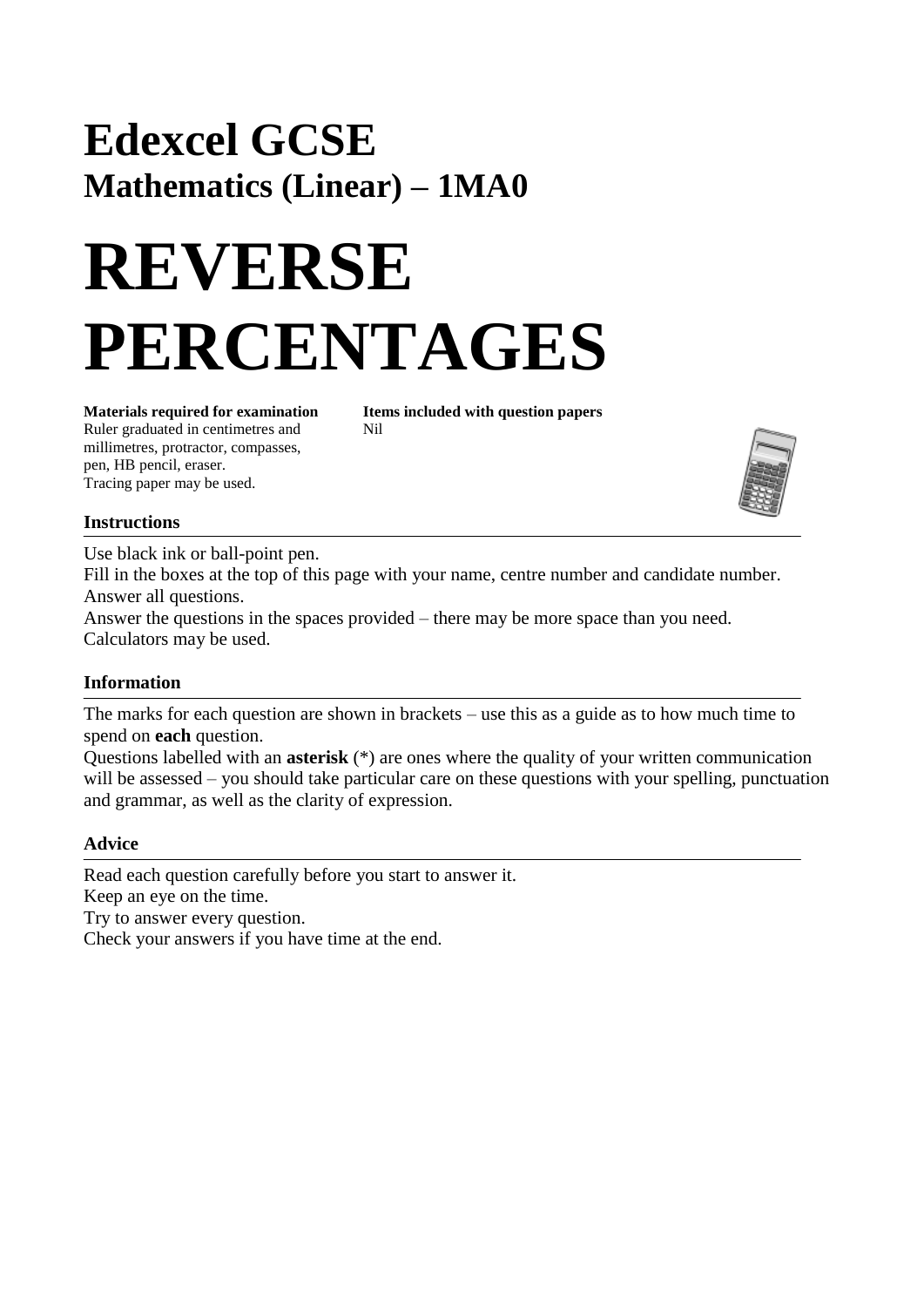# Edexcel GCSE

## Mathematics (Linear) – 1MA0

# REVERSE PERCENTAGES

**Materials required for examination**
Ruler graduated in centimetres and millimetres, protractor, compasses, pen, HB pencil, eraser.
Tracing paper may be used.

**Items included with question papers**
Nil

### Instructions

Use black ink or ball-point pen.
Fill in the boxes at the top of this page with your name, centre number and candidate number.
Answer all questions.
Answer the questions in the spaces provided – there may be more space than you need.
Calculators may be used.

### Information

The marks for each question are shown in brackets – use this as a guide as to how much time to spend on **each** question.
Questions labelled with an **asterisk** (*) are ones where the quality of your written communication will be assessed – you should take particular care on these questions with your spelling, punctuation and grammar, as well as the clarity of expression.

### Advice

Read each question carefully before you start to answer it.
Keep an eye on the time.
Try to answer every question.
Check your answers if you have time at the end.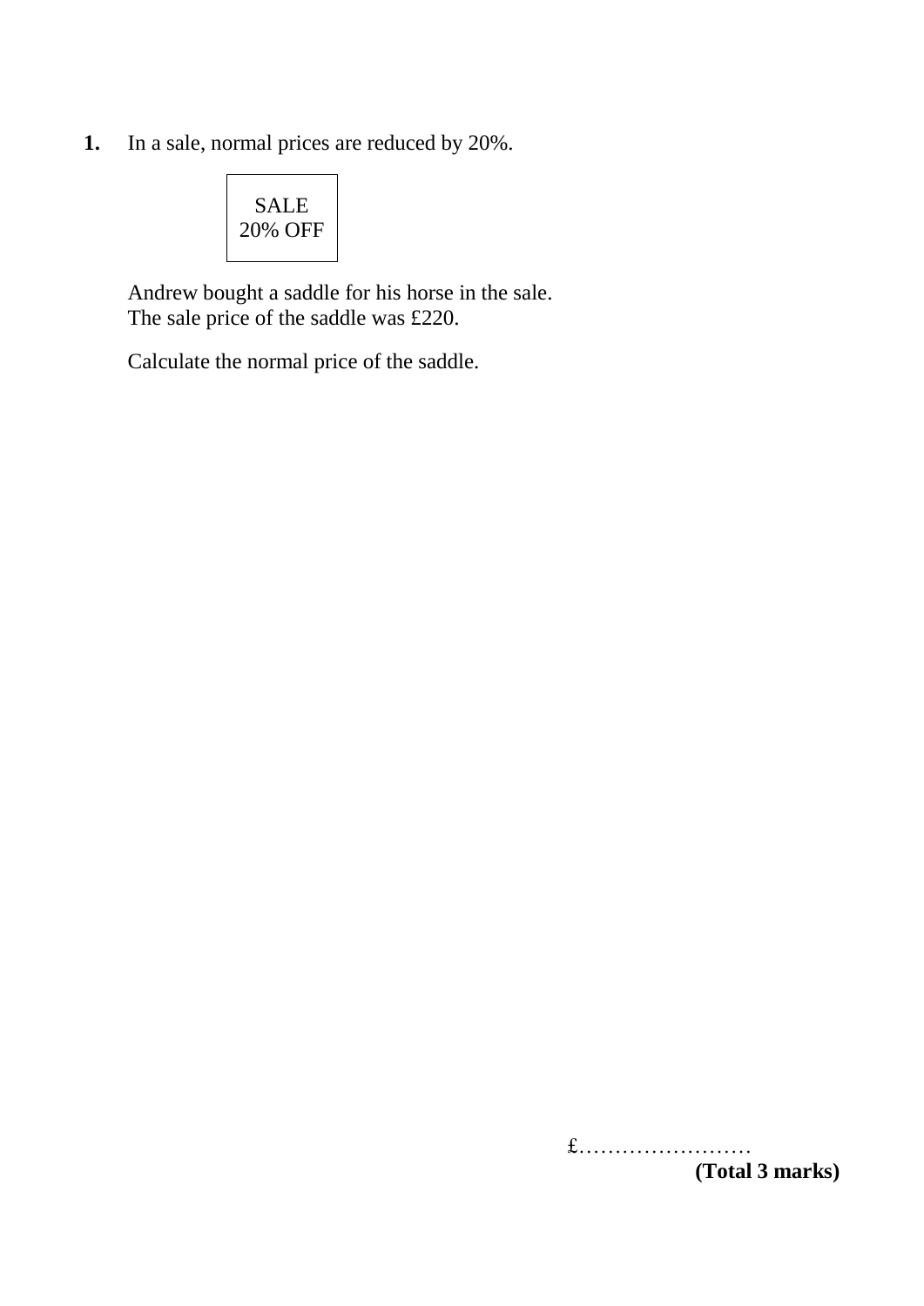**1.** In a sale, normal prices are reduced by 20%.

| SALE<br>20% OFF |
|---|

Andrew bought a saddle for his horse in the sale.
The sale price of the saddle was £220.

Calculate the normal price of the saddle.

£……………………

**(Total 3 marks)**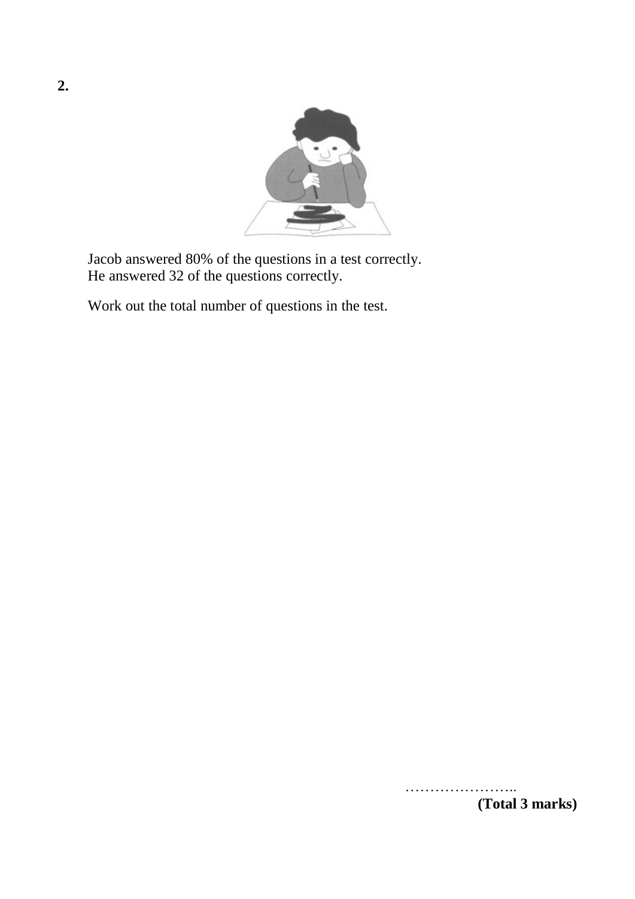**2.**

Jacob answered 80% of the questions in a test correctly.
He answered 32 of the questions correctly.

Work out the total number of questions in the test.

…………………..

**(Total 3 marks)**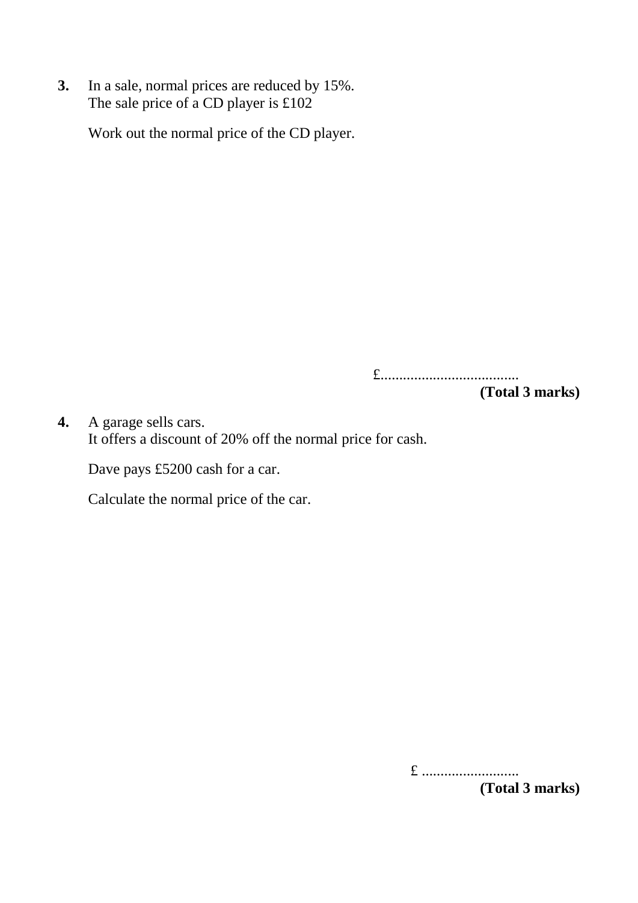**3.** In a sale, normal prices are reduced by 15%.
The sale price of a CD player is £102

Work out the normal price of the CD player.

£.....................................

**(Total 3 marks)**

**4.** A garage sells cars.
It offers a discount of 20% off the normal price for cash.

Dave pays £5200 cash for a car.

Calculate the normal price of the car.

£ ..........................

**(Total 3 marks)**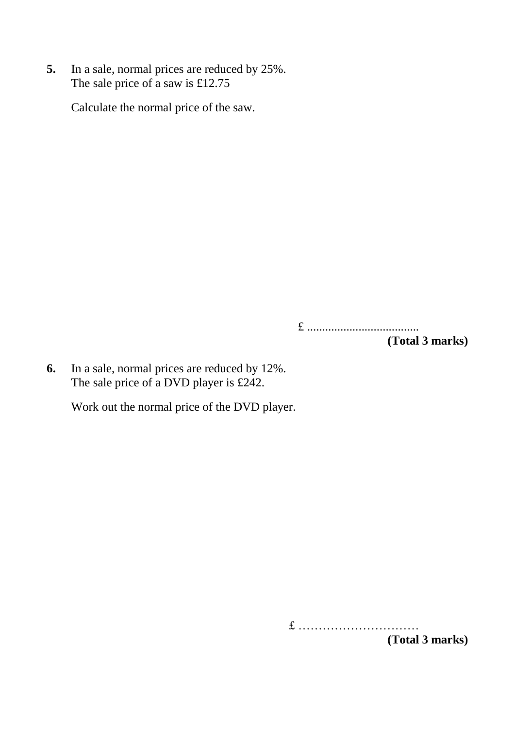**5.** In a sale, normal prices are reduced by 25%.
The sale price of a saw is £12.75

Calculate the normal price of the saw.

£ ....................................
**(Total 3 marks)**

**6.** In a sale, normal prices are reduced by 12%.
The sale price of a DVD player is £242.

Work out the normal price of the DVD player.

£ …………………………
**(Total 3 marks)**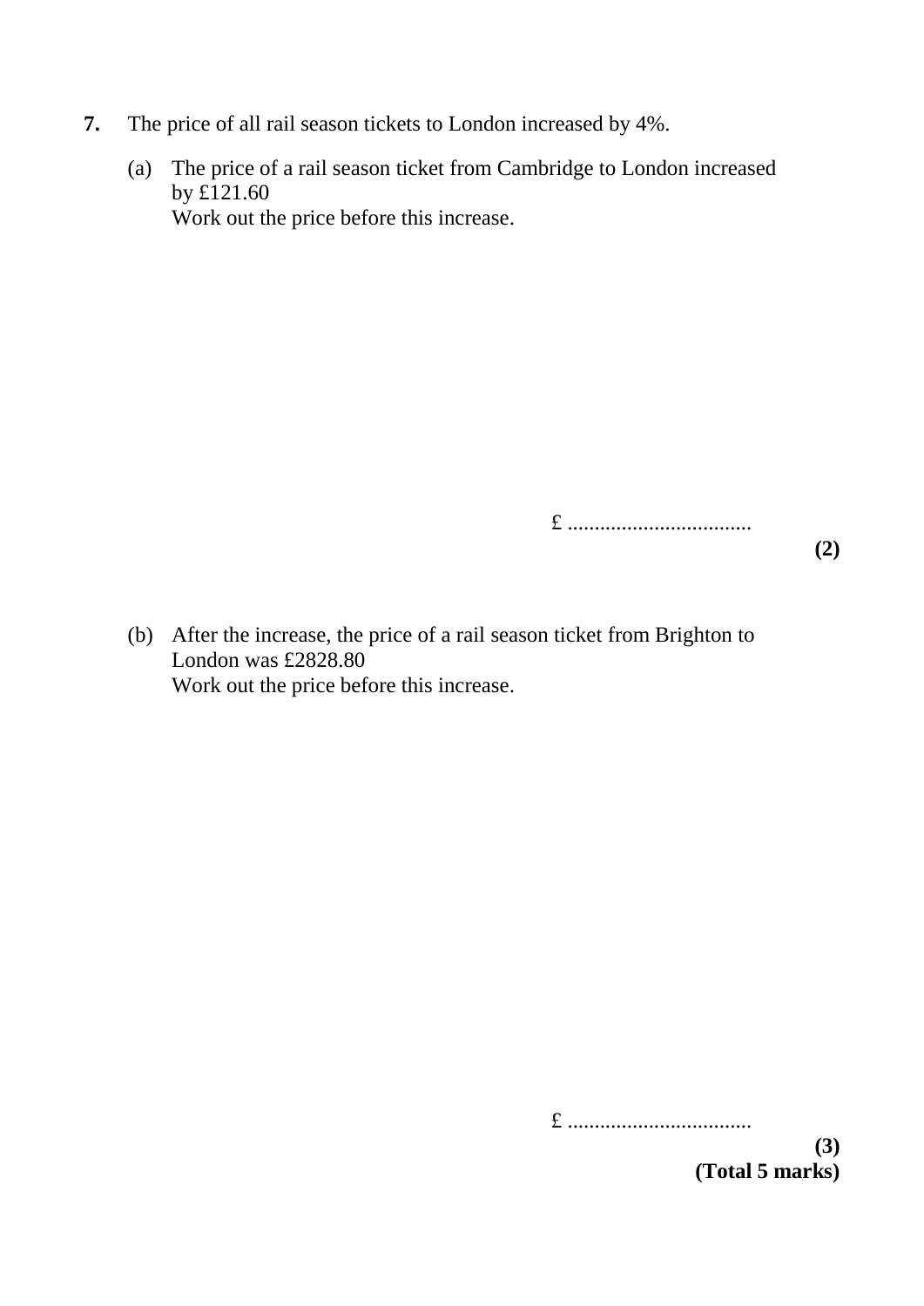**7.** The price of all rail season tickets to London increased by 4%.

(a) The price of a rail season ticket from Cambridge to London increased by £121.60
Work out the price before this increase.

£ ..................................

**(2)**

(b) After the increase, the price of a rail season ticket from Brighton to London was £2828.80
Work out the price before this increase.

£ ..................................

**(3)**

**(Total 5 marks)**